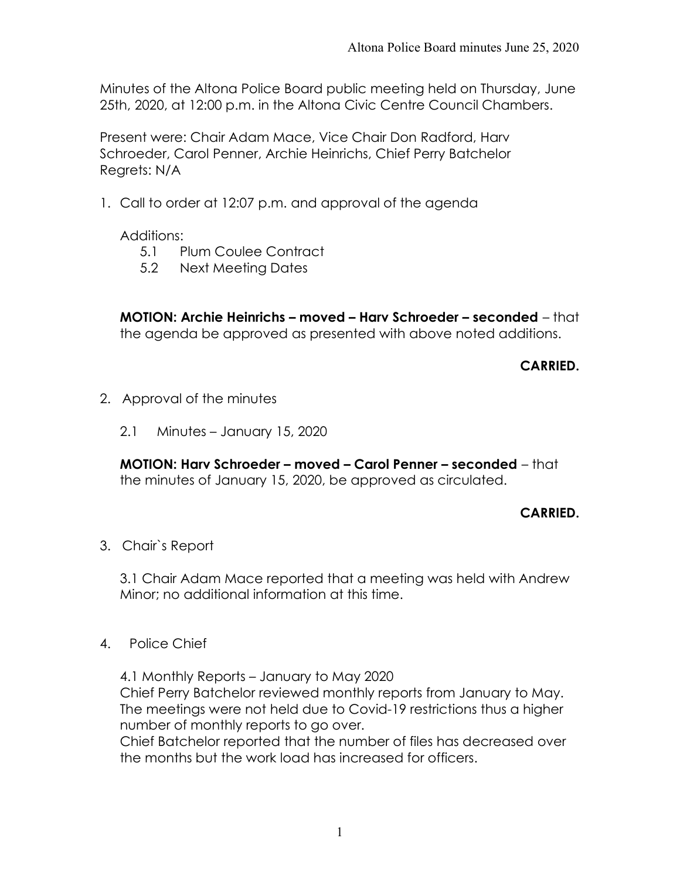Minutes of the Altona Police Board public meeting held on Thursday, June 25th, 2020, at 12:00 p.m. in the Altona Civic Centre Council Chambers.

Present were: Chair Adam Mace, Vice Chair Don Radford, Harv Schroeder, Carol Penner, Archie Heinrichs, Chief Perry Batchelor
Regrets: N/A

1. Call to order at 12:07 p.m. and approval of the agenda

   Additions:
   - 5.1 Plum Coulee Contract
   - 5.2 Next Meeting Dates

   **MOTION: Archie Heinrichs – moved – Harv Schroeder – seconded** – that the agenda be approved as presented with above noted additions.

   **CARRIED.**

2. Approval of the minutes

   2.1 Minutes – January 15, 2020

   **MOTION: Harv Schroeder – moved – Carol Penner – seconded** – that the minutes of January 15, 2020, be approved as circulated.

   **CARRIED.**

3. Chair`s Report

   3.1 Chair Adam Mace reported that a meeting was held with Andrew Minor; no additional information at this time.

4. Police Chief

   4.1 Monthly Reports – January to May 2020
   Chief Perry Batchelor reviewed monthly reports from January to May. The meetings were not held due to Covid-19 restrictions thus a higher number of monthly reports to go over.
   Chief Batchelor reported that the number of files has decreased over the months but the work load has increased for officers.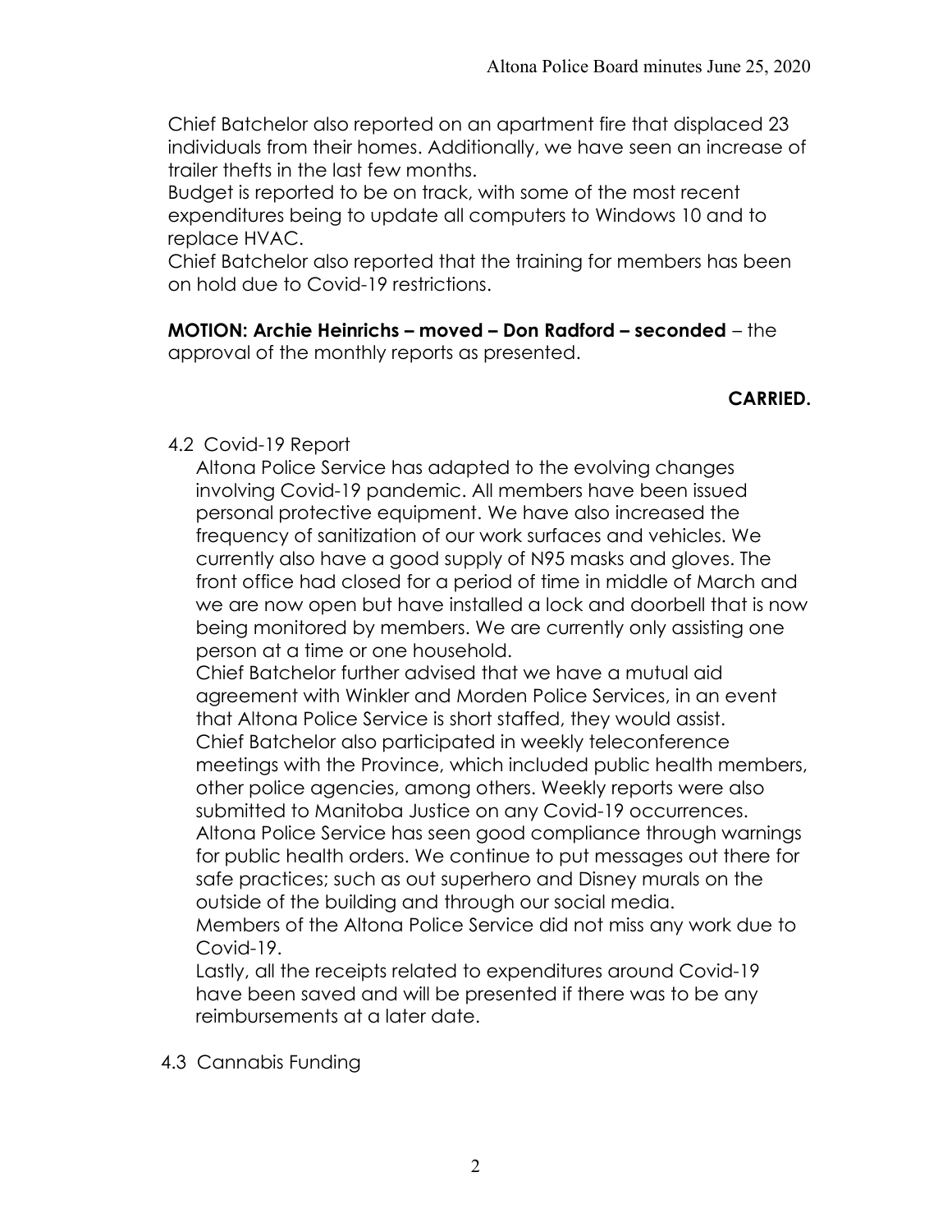Chief Batchelor also reported on an apartment fire that displaced 23 individuals from their homes. Additionally, we have seen an increase of trailer thefts in the last few months.
Budget is reported to be on track, with some of the most recent expenditures being to update all computers to Windows 10 and to replace HVAC.
Chief Batchelor also reported that the training for members has been on hold due to Covid-19 restrictions.

**MOTION: Archie Heinrichs – moved – Don Radford – seconded** – the approval of the monthly reports as presented.

**CARRIED.**

4.2 Covid-19 Report

Altona Police Service has adapted to the evolving changes involving Covid-19 pandemic. All members have been issued personal protective equipment. We have also increased the frequency of sanitization of our work surfaces and vehicles. We currently also have a good supply of N95 masks and gloves. The front office had closed for a period of time in middle of March and we are now open but have installed a lock and doorbell that is now being monitored by members. We are currently only assisting one person at a time or one household.
Chief Batchelor further advised that we have a mutual aid agreement with Winkler and Morden Police Services, in an event that Altona Police Service is short staffed, they would assist.
Chief Batchelor also participated in weekly teleconference meetings with the Province, which included public health members, other police agencies, among others. Weekly reports were also submitted to Manitoba Justice on any Covid-19 occurrences.
Altona Police Service has seen good compliance through warnings for public health orders. We continue to put messages out there for safe practices; such as out superhero and Disney murals on the outside of the building and through our social media.
Members of the Altona Police Service did not miss any work due to Covid-19.
Lastly, all the receipts related to expenditures around Covid-19 have been saved and will be presented if there was to be any reimbursements at a later date.

4.3 Cannabis Funding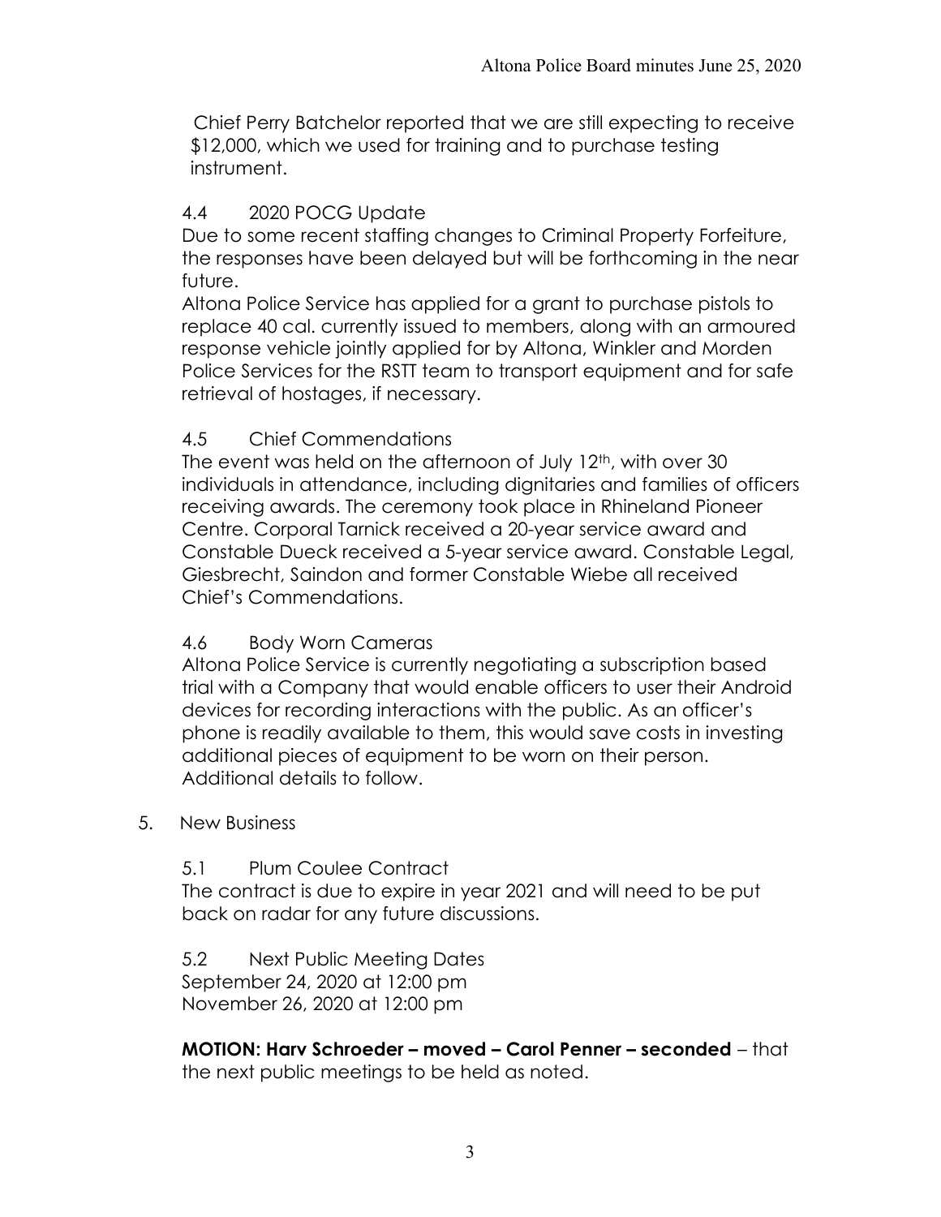Chief Perry Batchelor reported that we are still expecting to receive $12,000, which we used for training and to purchase testing instrument.

4.4 2020 POCG Update

Due to some recent staffing changes to Criminal Property Forfeiture, the responses have been delayed but will be forthcoming in the near future.

Altona Police Service has applied for a grant to purchase pistols to replace 40 cal. currently issued to members, along with an armoured response vehicle jointly applied for by Altona, Winkler and Morden Police Services for the RSTT team to transport equipment and for safe retrieval of hostages, if necessary.

4.5 Chief Commendations

The event was held on the afternoon of July 12th, with over 30 individuals in attendance, including dignitaries and families of officers receiving awards. The ceremony took place in Rhineland Pioneer Centre. Corporal Tarnick received a 20-year service award and Constable Dueck received a 5-year service award. Constable Legal, Giesbrecht, Saindon and former Constable Wiebe all received Chief's Commendations.

4.6 Body Worn Cameras

Altona Police Service is currently negotiating a subscription based trial with a Company that would enable officers to user their Android devices for recording interactions with the public. As an officer's phone is readily available to them, this would save costs in investing additional pieces of equipment to be worn on their person. Additional details to follow.

5. New Business

5.1 Plum Coulee Contract

The contract is due to expire in year 2021 and will need to be put back on radar for any future discussions.

5.2 Next Public Meeting Dates

September 24, 2020 at 12:00 pm
November 26, 2020 at 12:00 pm

**MOTION: Harv Schroeder – moved – Carol Penner – seconded** – that the next public meetings to be held as noted.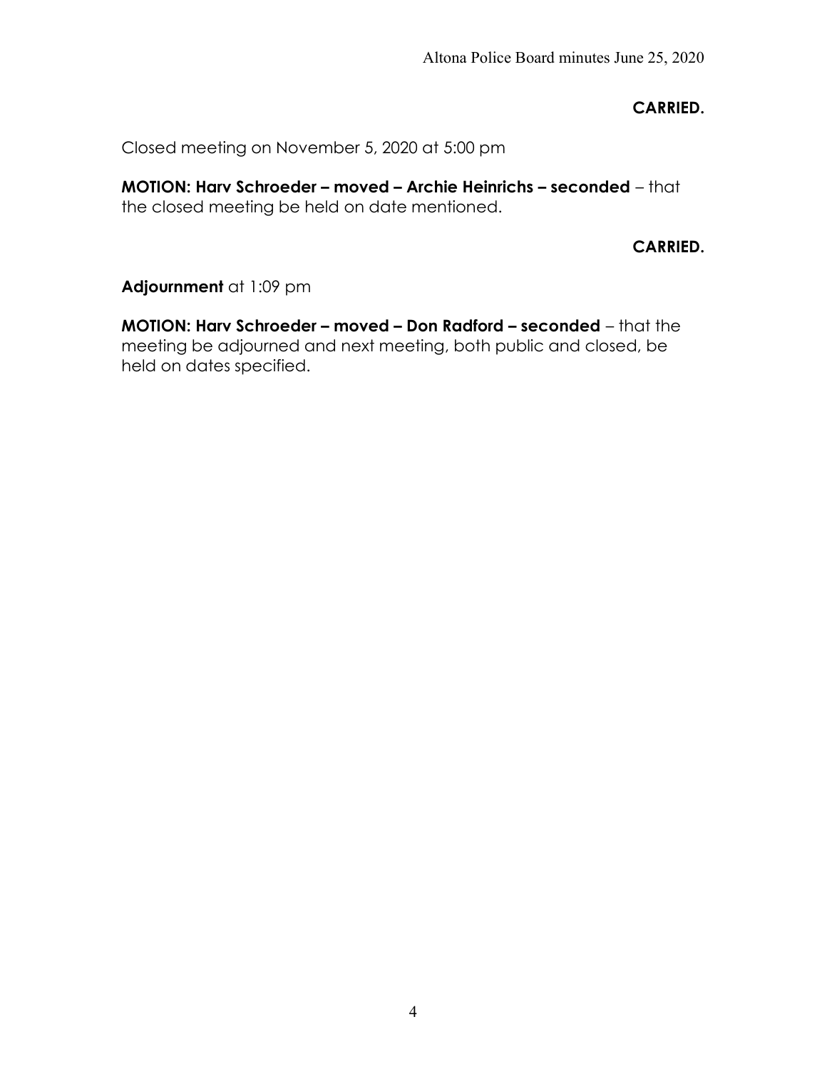**CARRIED.**

Closed meeting on November 5, 2020 at 5:00 pm

**MOTION: Harv Schroeder – moved – Archie Heinrichs – seconded** – that the closed meeting be held on date mentioned.

**CARRIED.**

**Adjournment** at 1:09 pm

**MOTION: Harv Schroeder – moved – Don Radford – seconded** – that the meeting be adjourned and next meeting, both public and closed, be held on dates specified.